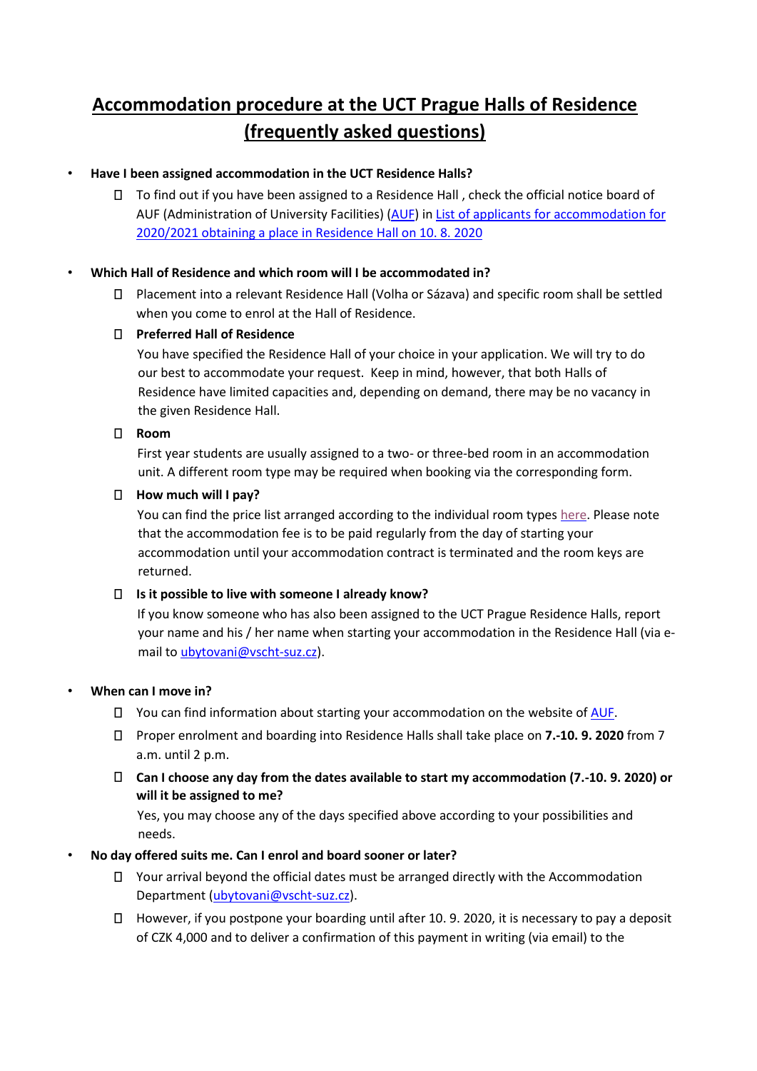# Accommodation procedure at the UCT Prague Halls of Residence (frequently asked questions)

- **Have I been assigned accommodation in the UCT Residence Halls?**
  - To find out if you have been assigned to a Residence Hall , check the official notice board of AUF (Administration of University Facilities) (AUF) in List of applicants for accommodation for 2020/2021 obtaining a place in Residence Hall on 10. 8. 2020

- **Which Hall of Residence and which room will I be accommodated in?**
  - Placement into a relevant Residence Hall (Volha or Sázava) and specific room shall be settled when you come to enrol at the Hall of Residence.
  - **Preferred Hall of Residence**
    You have specified the Residence Hall of your choice in your application. We will try to do our best to accommodate your request. Keep in mind, however, that both Halls of Residence have limited capacities and, depending on demand, there may be no vacancy in the given Residence Hall.
  - **Room**
    First year students are usually assigned to a two- or three-bed room in an accommodation unit. A different room type may be required when booking via the corresponding form.
  - **How much will I pay?**
    You can find the price list arranged according to the individual room types here. Please note that the accommodation fee is to be paid regularly from the day of starting your accommodation until your accommodation contract is terminated and the room keys are returned.
  - **Is it possible to live with someone I already know?**
    If you know someone who has also been assigned to the UCT Prague Residence Halls, report your name and his / her name when starting your accommodation in the Residence Hall (via e-mail to ubytovani@vscht-suz.cz).

- **When can I move in?**
  - You can find information about starting your accommodation on the website of AUF.
  - Proper enrolment and boarding into Residence Halls shall take place on **7.-10. 9. 2020** from 7 a.m. until 2 p.m.
  - **Can I choose any day from the dates available to start my accommodation (7.-10. 9. 2020) or will it be assigned to me?**
    Yes, you may choose any of the days specified above according to your possibilities and needs.

- **No day offered suits me. Can I enrol and board sooner or later?**
  - Your arrival beyond the official dates must be arranged directly with the Accommodation Department (ubytovani@vscht-suz.cz).
  - However, if you postpone your boarding until after 10. 9. 2020, it is necessary to pay a deposit of CZK 4,000 and to deliver a confirmation of this payment in writing (via email) to the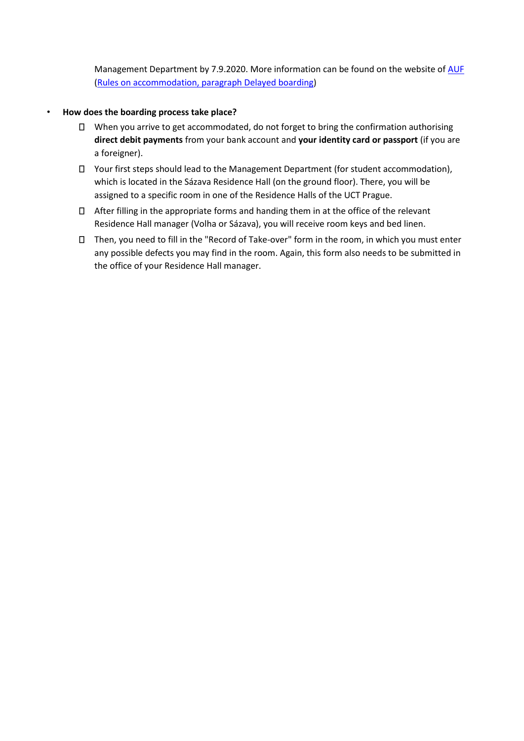Management Department by 7.9.2020. More information can be found on the website of AUF (Rules on accommodation, paragraph Delayed boarding)

- **How does the boarding process take place?**
  - When you arrive to get accommodated, do not forget to bring the confirmation authorising **direct debit payments** from your bank account and **your identity card or passport** (if you are a foreigner).
  - Your first steps should lead to the Management Department (for student accommodation), which is located in the Sázava Residence Hall (on the ground floor). There, you will be assigned to a specific room in one of the Residence Halls of the UCT Prague.
  - After filling in the appropriate forms and handing them in at the office of the relevant Residence Hall manager (Volha or Sázava), you will receive room keys and bed linen.
  - Then, you need to fill in the "Record of Take-over" form in the room, in which you must enter any possible defects you may find in the room. Again, this form also needs to be submitted in the office of your Residence Hall manager.